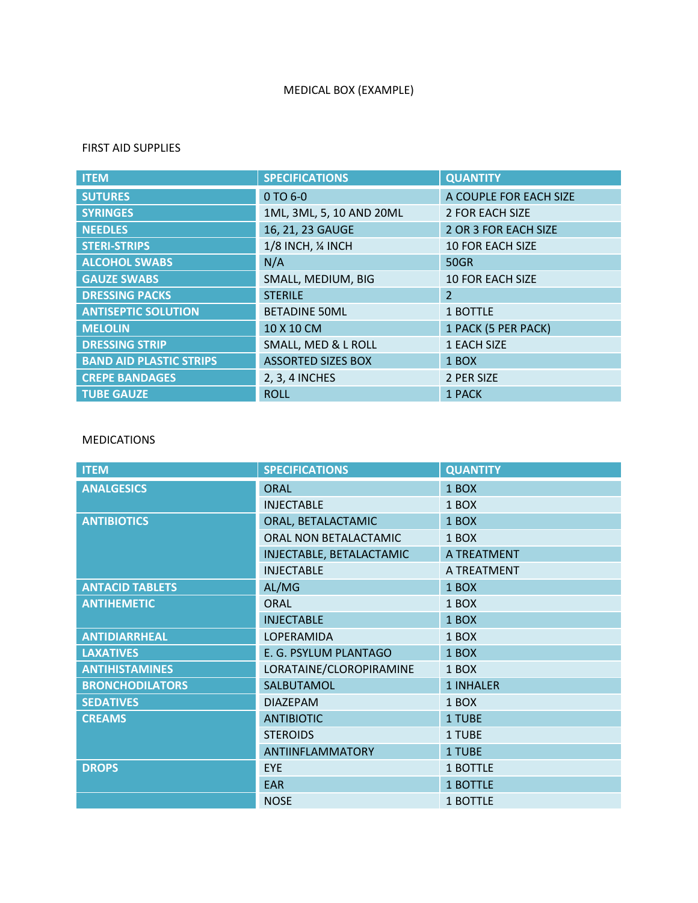# MEDICAL BOX (EXAMPLE)

## FIRST AID SUPPLIES

| ITEM | SPECIFICATIONS | QUANTITY |
|---|---|---|
| **SUTURES** | 0 TO 6-0 | A COUPLE FOR EACH SIZE |
| **SYRINGES** | 1ML, 3ML, 5, 10 AND 20ML | 2 FOR EACH SIZE |
| **NEEDLES** | 16, 21, 23 GAUGE | 2 OR 3 FOR EACH SIZE |
| **STERI-STRIPS** | 1/8 INCH, ¼ INCH | 10 FOR EACH SIZE |
| **ALCOHOL SWABS** | N/A | 50GR |
| **GAUZE SWABS** | SMALL, MEDIUM, BIG | 10 FOR EACH SIZE |
| **DRESSING PACKS** | STERILE | 2 |
| **ANTISEPTIC SOLUTION** | BETADINE 50ML | 1 BOTTLE |
| **MELOLIN** | 10 X 10 CM | 1 PACK (5 PER PACK) |
| **DRESSING STRIP** | SMALL, MED & L ROLL | 1 EACH SIZE |
| **BAND AID PLASTIC STRIPS** | ASSORTED SIZES BOX | 1 BOX |
| **CREPE BANDAGES** | 2, 3, 4 INCHES | 2 PER SIZE |
| **TUBE GAUZE** | ROLL | 1 PACK |

## MEDICATIONS

| ITEM | SPECIFICATIONS | QUANTITY |
|---|---|---|
| **ANALGESICS** | ORAL | 1 BOX |
| | INJECTABLE | 1 BOX |
| **ANTIBIOTICS** | ORAL, BETALACTAMIC | 1 BOX |
| | ORAL NON BETALACTAMIC | 1 BOX |
| | INJECTABLE, BETALACTAMIC | A TREATMENT |
| | INJECTABLE | A TREATMENT |
| **ANTACID TABLETS** | AL/MG | 1 BOX |
| **ANTIHEMETIC** | ORAL | 1 BOX |
| | INJECTABLE | 1 BOX |
| **ANTIDIARRHEAL** | LOPERAMIDA | 1 BOX |
| **LAXATIVES** | E. G. PSYLUM PLANTAGO | 1 BOX |
| **ANTIHISTAMINES** | LORATAINE/CLOROPIRAMINE | 1 BOX |
| **BRONCHODILATORS** | SALBUTAMOL | 1 INHALER |
| **SEDATIVES** | DIAZEPAM | 1 BOX |
| **CREAMS** | ANTIBIOTIC | 1 TUBE |
| | STEROIDS | 1 TUBE |
| | ANTIINFLAMMATORY | 1 TUBE |
| **DROPS** | EYE | 1 BOTTLE |
| | EAR | 1 BOTTLE |
| | NOSE | 1 BOTTLE |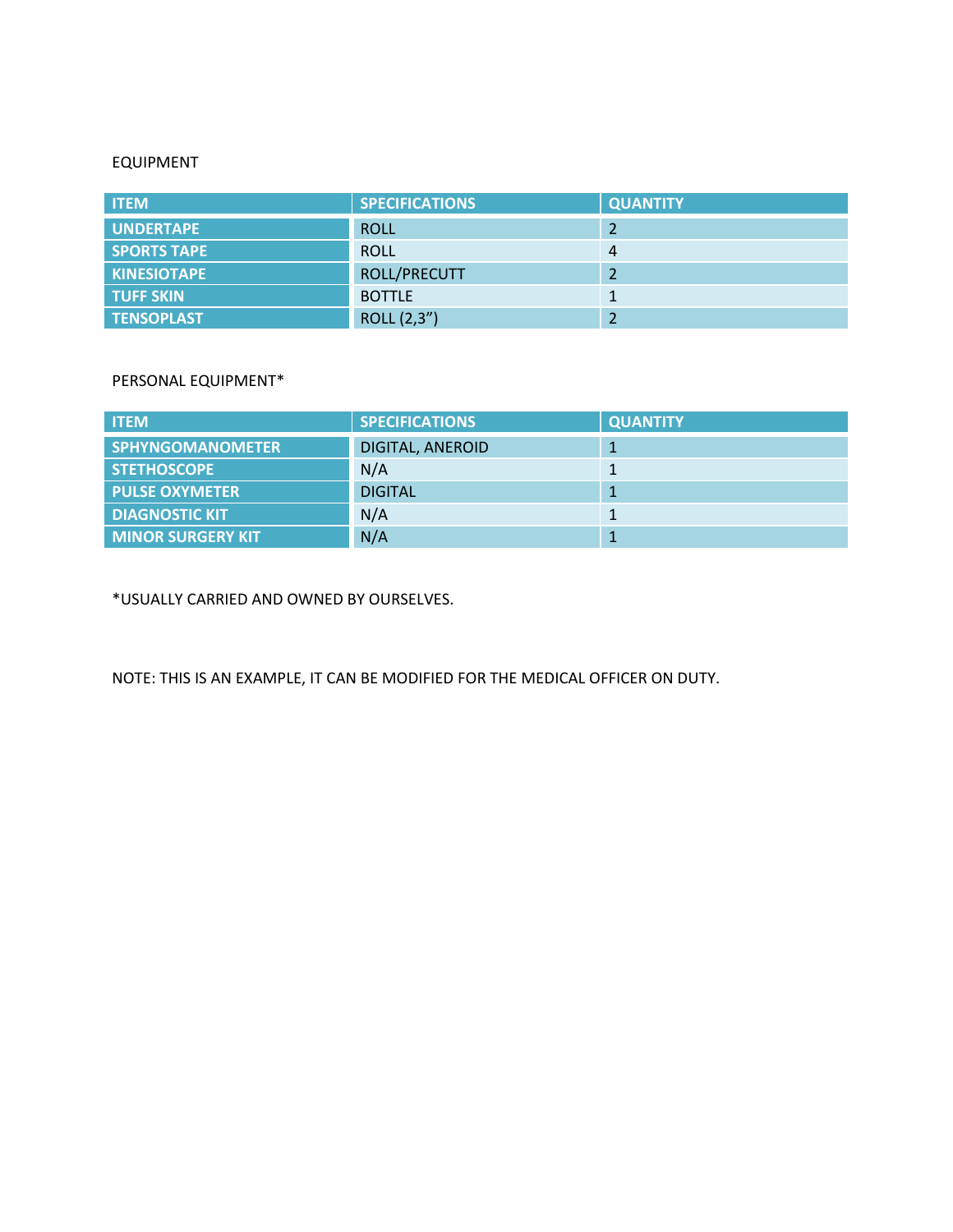EQUIPMENT

| ITEM | SPECIFICATIONS | QUANTITY |
|---|---|---|
| UNDERTAPE | ROLL | 2 |
| SPORTS TAPE | ROLL | 4 |
| KINESIOTAPE | ROLL/PRECUTT | 2 |
| TUFF SKIN | BOTTLE | 1 |
| TENSOPLAST | ROLL (2,3") | 2 |

PERSONAL EQUIPMENT*

| ITEM | SPECIFICATIONS | QUANTITY |
|---|---|---|
| SPHYNGOMANOMETER | DIGITAL, ANEROID | 1 |
| STETHOSCOPE | N/A | 1 |
| PULSE OXYMETER | DIGITAL | 1 |
| DIAGNOSTIC KIT | N/A | 1 |
| MINOR SURGERY KIT | N/A | 1 |

*USUALLY CARRIED AND OWNED BY OURSELVES.

NOTE: THIS IS AN EXAMPLE, IT CAN BE MODIFIED FOR THE MEDICAL OFFICER ON DUTY.